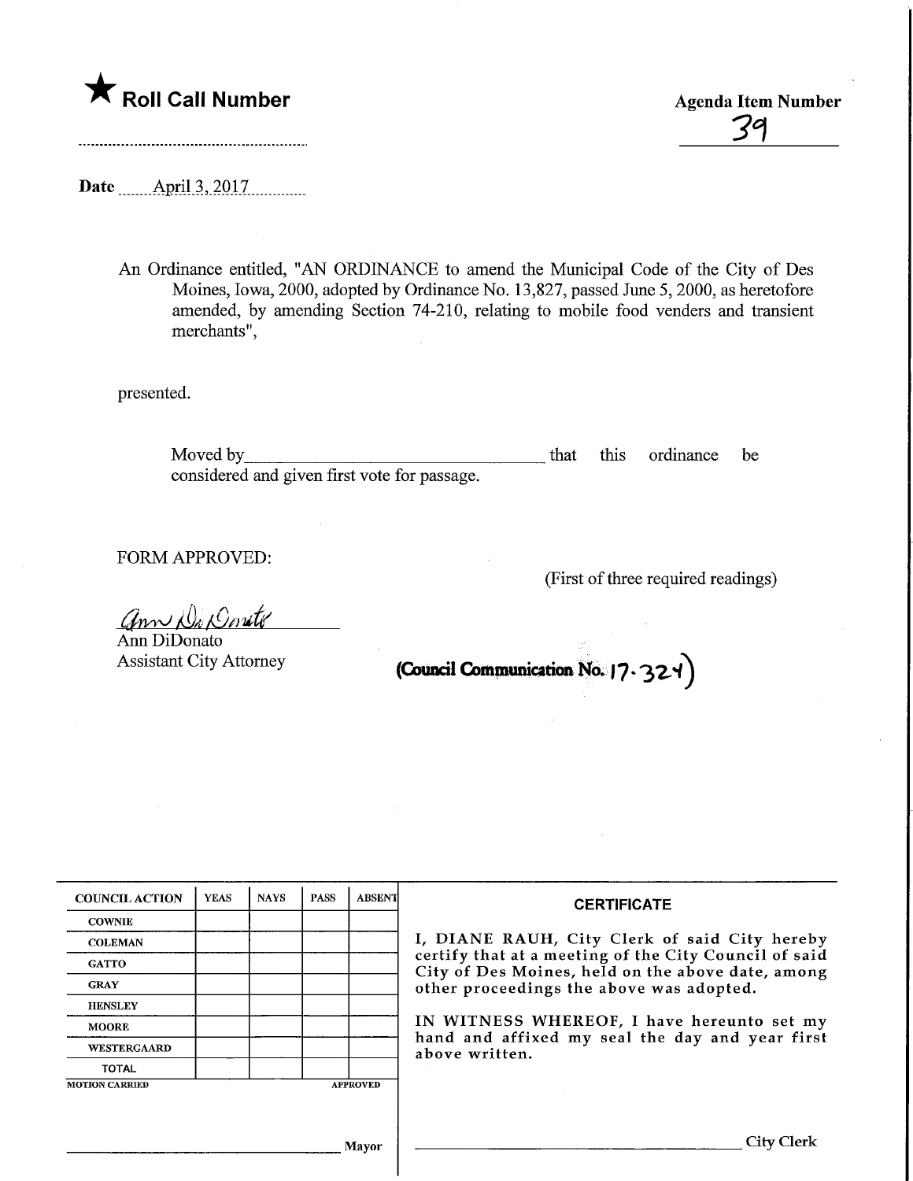★ **Roll Call Number**

**Agenda Item Number**

39

Date April 3, 2017

An Ordinance entitled, "AN ORDINANCE to amend the Municipal Code of the City of Des Moines, Iowa, 2000, adopted by Ordinance No. 13,827, passed June 5, 2000, as heretofore amended, by amending Section 74-210, relating to mobile food venders and transient merchants",

presented.

Moved by\_\_\_\_\_\_\_\_\_\_\_\_\_\_\_\_\_\_\_\_\_\_\_\_\_\_\_\_\_\_ that this ordinance be considered and given first vote for passage.

FORM APPROVED:

(First of three required readings)

Ann DiDonato
Assistant City Attorney

**(Council Communication No. 17-324)**

| COUNCIL ACTION | YEAS | NAYS | PASS | ABSENT |
|---|---|---|---|---|
| COWNIE | | | | |
| COLEMAN | | | | |
| GATTO | | | | |
| GRAY | | | | |
| HENSLEY | | | | |
| MOORE | | | | |
| WESTERGAARD | | | | |
| TOTAL | | | | |
| MOTION CARRIED | | | | APPROVED |

\_\_\_\_\_\_\_\_\_\_\_\_\_\_\_\_\_\_\_\_\_\_\_\_\_\_\_\_\_\_ Mayor

**CERTIFICATE**

I, DIANE RAUH, City Clerk of said City hereby certify that at a meeting of the City Council of said City of Des Moines, held on the above date, among other proceedings the above was adopted.

IN WITNESS WHEREOF, I have hereunto set my hand and affixed my seal the day and year first above written.

\_\_\_\_\_\_\_\_\_\_\_\_\_\_\_\_\_\_\_\_\_\_\_\_\_\_\_\_\_\_ City Clerk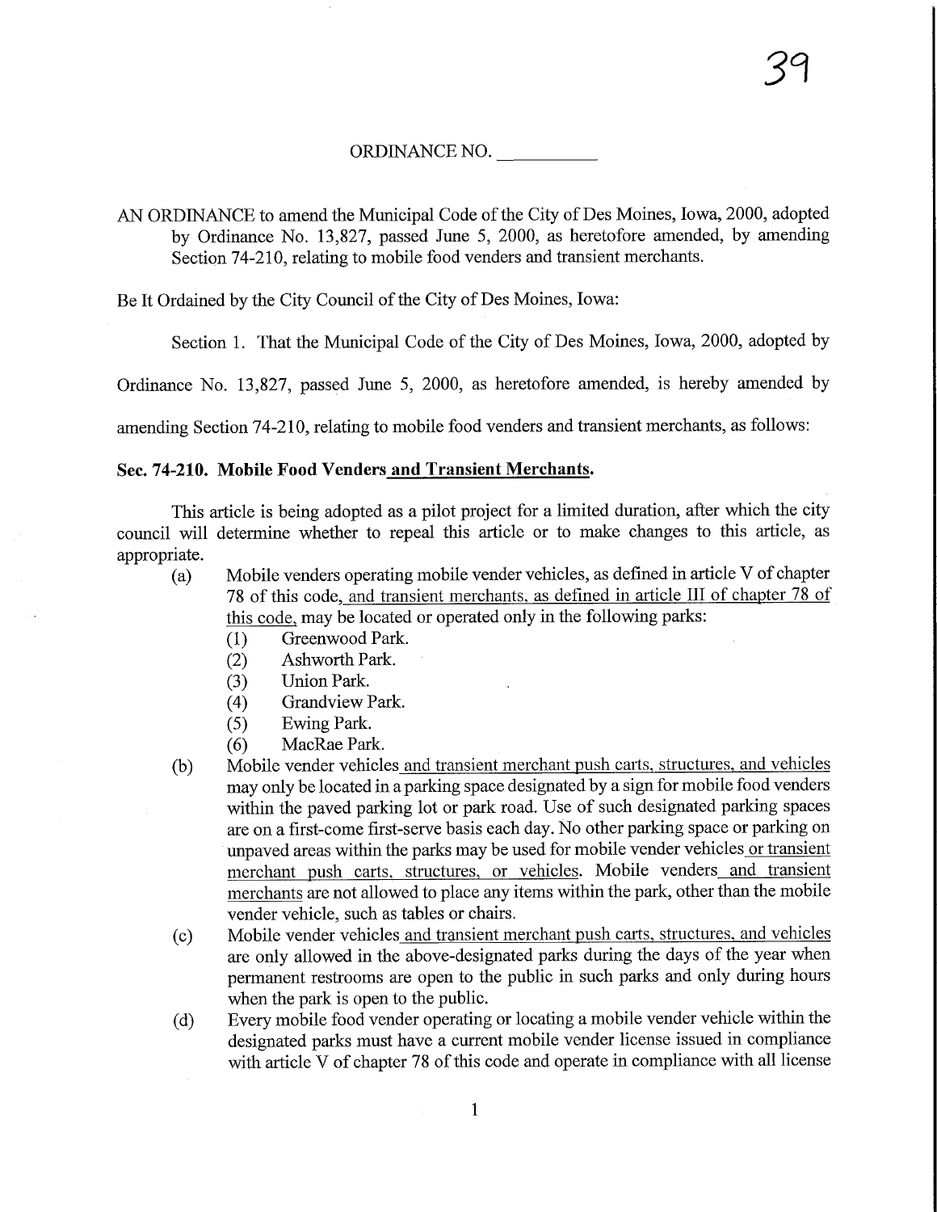ORDINANCE NO. __________

AN ORDINANCE to amend the Municipal Code of the City of Des Moines, Iowa, 2000, adopted by Ordinance No. 13,827, passed June 5, 2000, as heretofore amended, by amending Section 74-210, relating to mobile food venders and transient merchants.

Be It Ordained by the City Council of the City of Des Moines, Iowa:

Section 1. That the Municipal Code of the City of Des Moines, Iowa, 2000, adopted by Ordinance No. 13,827, passed June 5, 2000, as heretofore amended, is hereby amended by amending Section 74-210, relating to mobile food venders and transient merchants, as follows:

**Sec. 74-210. Mobile Food Venders and Transient Merchants.**

This article is being adopted as a pilot project for a limited duration, after which the city council will determine whether to repeal this article or to make changes to this article, as appropriate.

(a) Mobile venders operating mobile vender vehicles, as defined in article V of chapter 78 of this code, and transient merchants, as defined in article III of chapter 78 of this code, may be located or operated only in the following parks:
   (1) Greenwood Park.
   (2) Ashworth Park.
   (3) Union Park.
   (4) Grandview Park.
   (5) Ewing Park.
   (6) MacRae Park.

(b) Mobile vender vehicles and transient merchant push carts, structures, and vehicles may only be located in a parking space designated by a sign for mobile food venders within the paved parking lot or park road. Use of such designated parking spaces are on a first-come first-serve basis each day. No other parking space or parking on unpaved areas within the parks may be used for mobile vender vehicles or transient merchant push carts, structures, or vehicles. Mobile venders and transient merchants are not allowed to place any items within the park, other than the mobile vender vehicle, such as tables or chairs.

(c) Mobile vender vehicles and transient merchant push carts, structures, and vehicles are only allowed in the above-designated parks during the days of the year when permanent restrooms are open to the public in such parks and only during hours when the park is open to the public.

(d) Every mobile food vender operating or locating a mobile vender vehicle within the designated parks must have a current mobile vender license issued in compliance with article V of chapter 78 of this code and operate in compliance with all license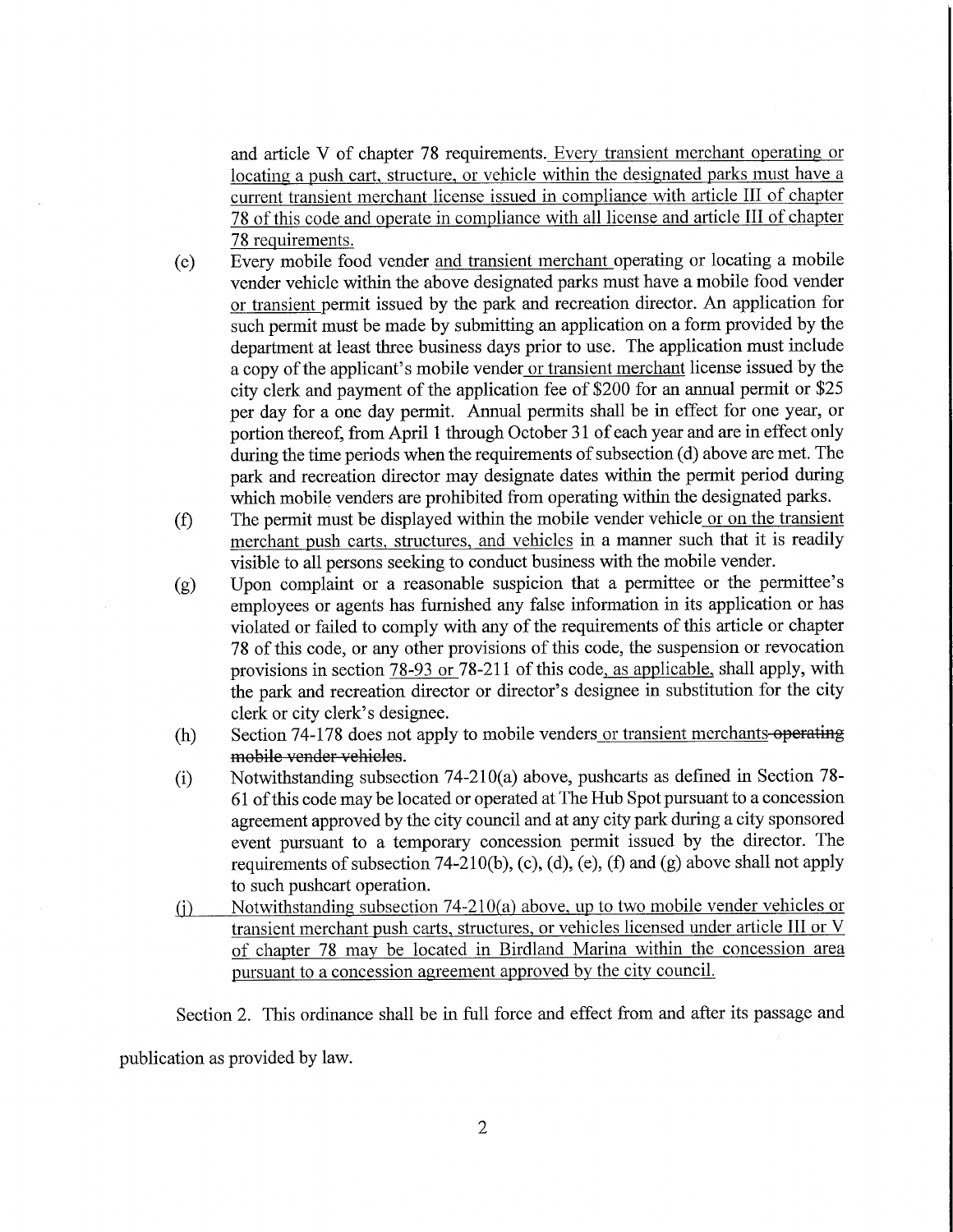and article V of chapter 78 requirements. <u>Every transient merchant operating or locating a push cart, structure, or vehicle within the designated parks must have a current transient merchant license issued in compliance with article III of chapter 78 of this code and operate in compliance with all license and article III of chapter 78 requirements.</u>

(e) Every mobile food vender <u>and transient merchant</u> operating or locating a mobile vender vehicle within the above designated parks must have a mobile food vender <u>or transient</u> permit issued by the park and recreation director. An application for such permit must be made by submitting an application on a form provided by the department at least three business days prior to use. The application must include a copy of the applicant's mobile vender <u>or transient merchant</u> license issued by the city clerk and payment of the application fee of $200 for an annual permit or $25 per day for a one day permit. Annual permits shall be in effect for one year, or portion thereof, from April 1 through October 31 of each year and are in effect only during the time periods when the requirements of subsection (d) above are met. The park and recreation director may designate dates within the permit period during which mobile venders are prohibited from operating within the designated parks.

(f) The permit must be displayed within the mobile vender vehicle <u>or on the transient merchant push carts, structures, and vehicles</u> in a manner such that it is readily visible to all persons seeking to conduct business with the mobile vender.

(g) Upon complaint or a reasonable suspicion that a permittee or the permittee's employees or agents has furnished any false information in its application or has violated or failed to comply with any of the requirements of this article or chapter 78 of this code, or any other provisions of this code, the suspension or revocation provisions in section <u>78-93 or</u> 78-211 of this code<u>, as applicable,</u> shall apply, with the park and recreation director or director's designee in substitution for the city clerk or city clerk's designee.

(h) Section 74-178 does not apply to mobile venders <u>or transient merchants</u> ~~operating mobile vender vehicles~~.

(i) Notwithstanding subsection 74-210(a) above, pushcarts as defined in Section 78-61 of this code may be located or operated at The Hub Spot pursuant to a concession agreement approved by the city council and at any city park during a city sponsored event pursuant to a temporary concession permit issued by the director. The requirements of subsection 74-210(b), (c), (d), (e), (f) and (g) above shall not apply to such pushcart operation.

<u>(j) Notwithstanding subsection 74-210(a) above, up to two mobile vender vehicles or transient merchant push carts, structures, or vehicles licensed under article III or V of chapter 78 may be located in Birdland Marina within the concession area pursuant to a concession agreement approved by the city council.</u>

Section 2. This ordinance shall be in full force and effect from and after its passage and publication as provided by law.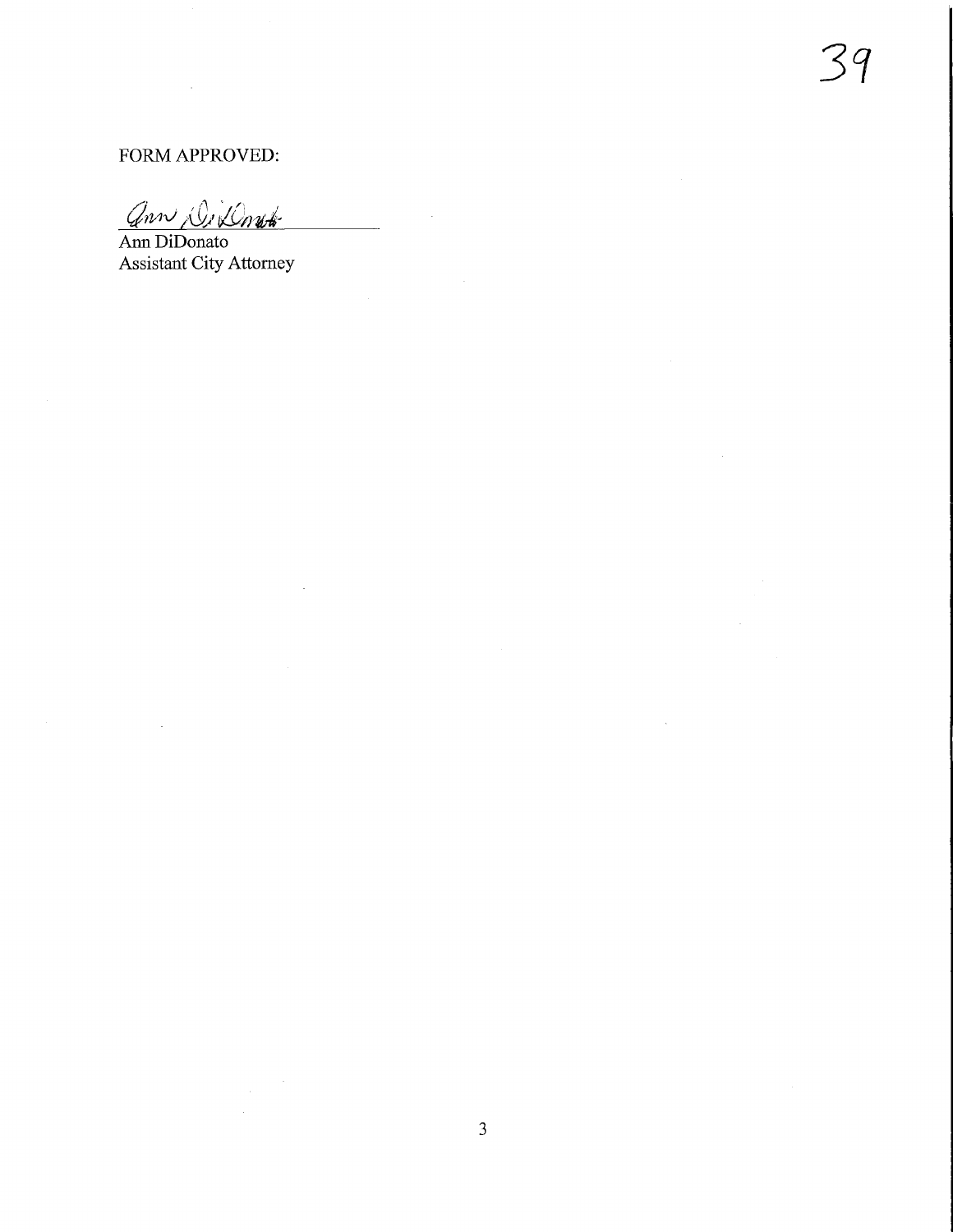FORM APPROVED:

Ann DiDonato

Ann DiDonato
Assistant City Attorney